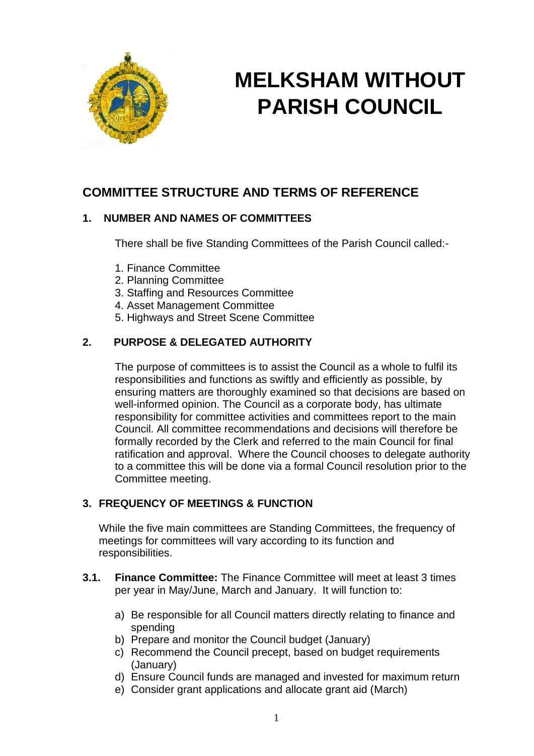# MELKSHAM WITHOUT PARISH COUNCIL

## COMMITTEE STRUCTURE AND TERMS OF REFERENCE

### 1. NUMBER AND NAMES OF COMMITTEES

There shall be five Standing Committees of the Parish Council called:-

1. Finance Committee
2. Planning Committee
3. Staffing and Resources Committee
4. Asset Management Committee
5. Highways and Street Scene Committee

### 2. PURPOSE & DELEGATED AUTHORITY

The purpose of committees is to assist the Council as a whole to fulfil its responsibilities and functions as swiftly and efficiently as possible, by ensuring matters are thoroughly examined so that decisions are based on well-informed opinion. The Council as a corporate body, has ultimate responsibility for committee activities and committees report to the main Council. All committee recommendations and decisions will therefore be formally recorded by the Clerk and referred to the main Council for final ratification and approval. Where the Council chooses to delegate authority to a committee this will be done via a formal Council resolution prior to the Committee meeting.

### 3. FREQUENCY OF MEETINGS & FUNCTION

While the five main committees are Standing Committees, the frequency of meetings for committees will vary according to its function and responsibilities.

**3.1. Finance Committee:** The Finance Committee will meet at least 3 times per year in May/June, March and January. It will function to:

a) Be responsible for all Council matters directly relating to finance and spending
b) Prepare and monitor the Council budget (January)
c) Recommend the Council precept, based on budget requirements (January)
d) Ensure Council funds are managed and invested for maximum return
e) Consider grant applications and allocate grant aid (March)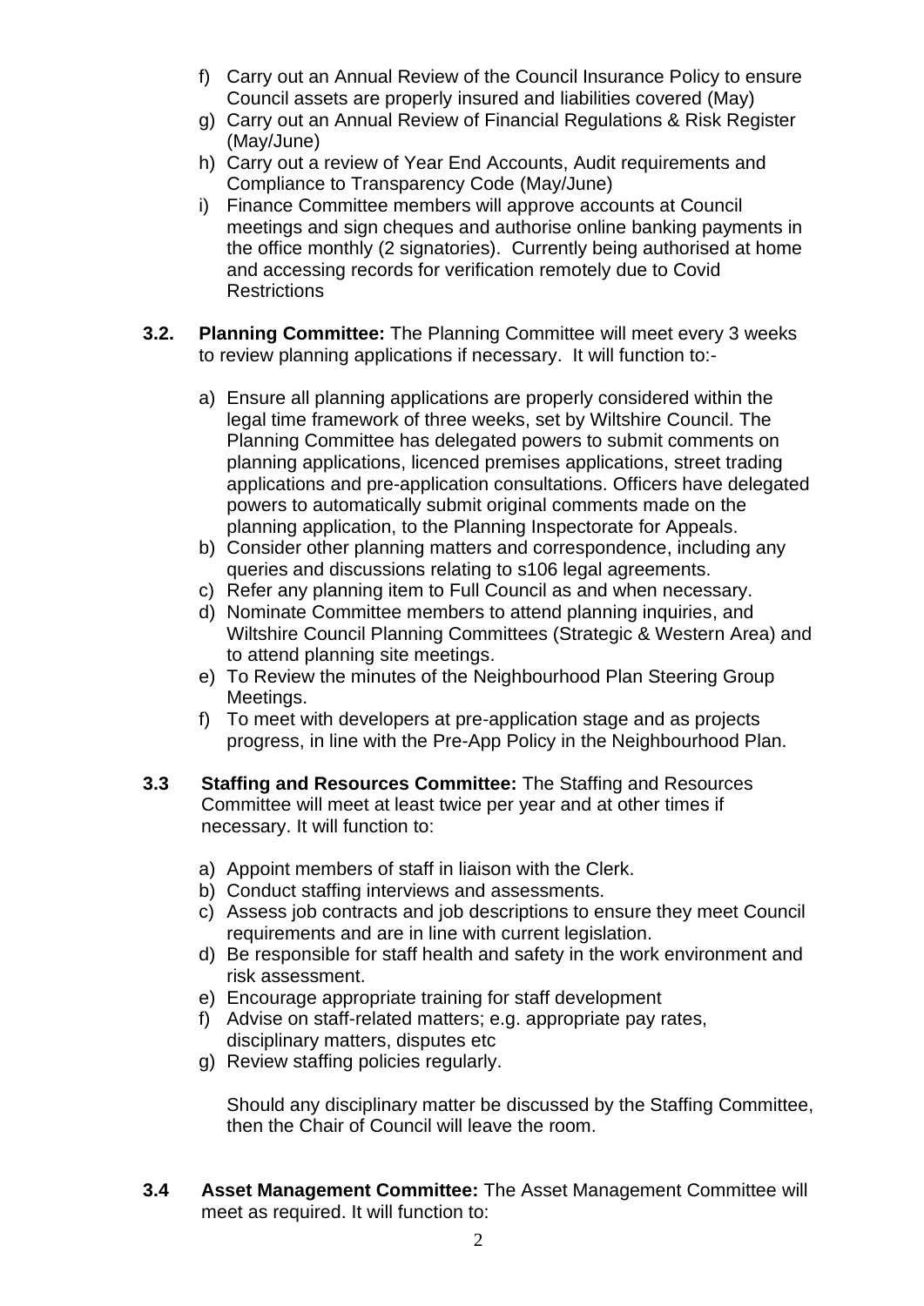f) Carry out an Annual Review of the Council Insurance Policy to ensure Council assets are properly insured and liabilities covered (May)
g) Carry out an Annual Review of Financial Regulations & Risk Register (May/June)
h) Carry out a review of Year End Accounts, Audit requirements and Compliance to Transparency Code (May/June)
i) Finance Committee members will approve accounts at Council meetings and sign cheques and authorise online banking payments in the office monthly (2 signatories). Currently being authorised at home and accessing records for verification remotely due to Covid Restrictions

**3.2. Planning Committee:** The Planning Committee will meet every 3 weeks to review planning applications if necessary. It will function to:-

a) Ensure all planning applications are properly considered within the legal time framework of three weeks, set by Wiltshire Council. The Planning Committee has delegated powers to submit comments on planning applications, licenced premises applications, street trading applications and pre-application consultations. Officers have delegated powers to automatically submit original comments made on the planning application, to the Planning Inspectorate for Appeals.
b) Consider other planning matters and correspondence, including any queries and discussions relating to s106 legal agreements.
c) Refer any planning item to Full Council as and when necessary.
d) Nominate Committee members to attend planning inquiries, and Wiltshire Council Planning Committees (Strategic & Western Area) and to attend planning site meetings.
e) To Review the minutes of the Neighbourhood Plan Steering Group Meetings.
f) To meet with developers at pre-application stage and as projects progress, in line with the Pre-App Policy in the Neighbourhood Plan.

**3.3 Staffing and Resources Committee:** The Staffing and Resources Committee will meet at least twice per year and at other times if necessary. It will function to:

a) Appoint members of staff in liaison with the Clerk.
b) Conduct staffing interviews and assessments.
c) Assess job contracts and job descriptions to ensure they meet Council requirements and are in line with current legislation.
d) Be responsible for staff health and safety in the work environment and risk assessment.
e) Encourage appropriate training for staff development
f) Advise on staff-related matters; e.g. appropriate pay rates, disciplinary matters, disputes etc
g) Review staffing policies regularly.

Should any disciplinary matter be discussed by the Staffing Committee, then the Chair of Council will leave the room.

**3.4 Asset Management Committee:** The Asset Management Committee will meet as required. It will function to: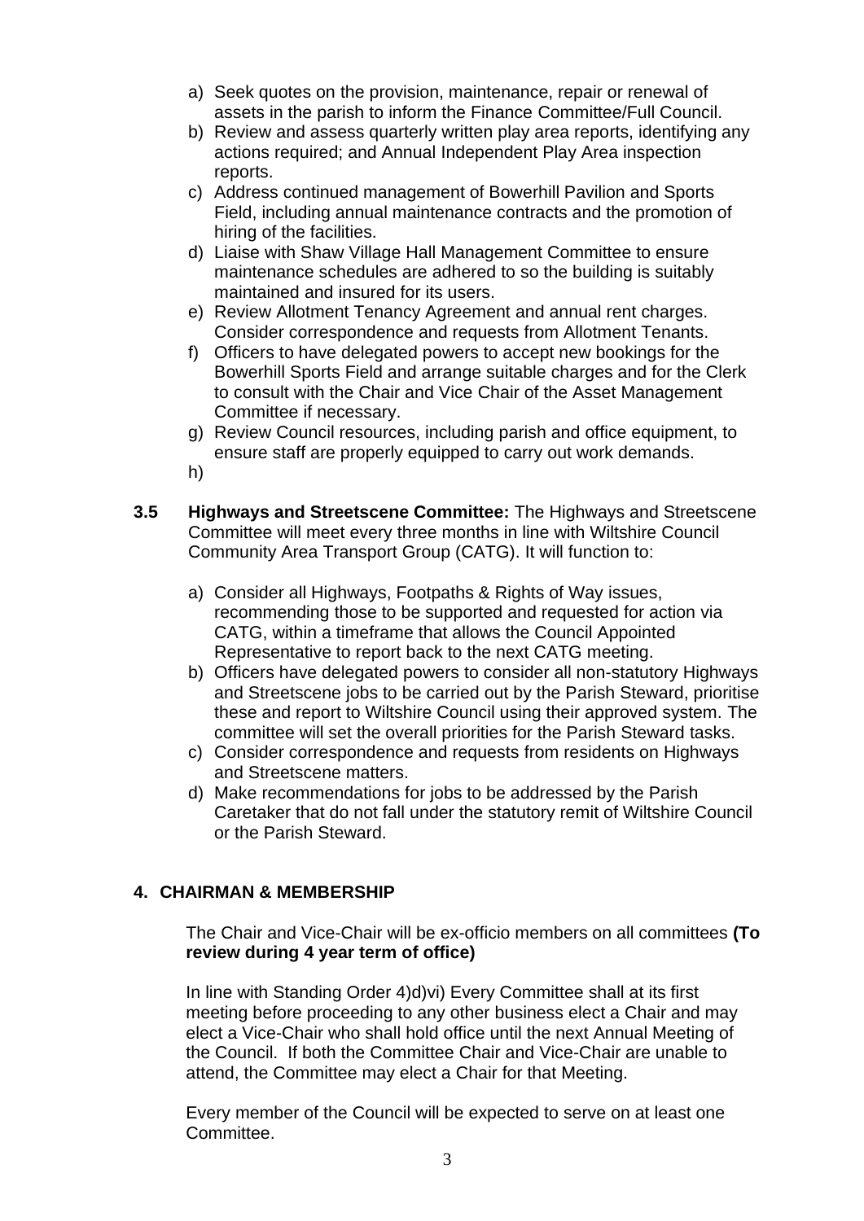a) Seek quotes on the provision, maintenance, repair or renewal of assets in the parish to inform the Finance Committee/Full Council.
b) Review and assess quarterly written play area reports, identifying any actions required; and Annual Independent Play Area inspection reports.
c) Address continued management of Bowerhill Pavilion and Sports Field, including annual maintenance contracts and the promotion of hiring of the facilities.
d) Liaise with Shaw Village Hall Management Committee to ensure maintenance schedules are adhered to so the building is suitably maintained and insured for its users.
e) Review Allotment Tenancy Agreement and annual rent charges. Consider correspondence and requests from Allotment Tenants.
f) Officers to have delegated powers to accept new bookings for the Bowerhill Sports Field and arrange suitable charges and for the Clerk to consult with the Chair and Vice Chair of the Asset Management Committee if necessary.
g) Review Council resources, including parish and office equipment, to ensure staff are properly equipped to carry out work demands.
h)

**3.5 Highways and Streetscene Committee:** The Highways and Streetscene Committee will meet every three months in line with Wiltshire Council Community Area Transport Group (CATG). It will function to:

a) Consider all Highways, Footpaths & Rights of Way issues, recommending those to be supported and requested for action via CATG, within a timeframe that allows the Council Appointed Representative to report back to the next CATG meeting.
b) Officers have delegated powers to consider all non-statutory Highways and Streetscene jobs to be carried out by the Parish Steward, prioritise these and report to Wiltshire Council using their approved system. The committee will set the overall priorities for the Parish Steward tasks.
c) Consider correspondence and requests from residents on Highways and Streetscene matters.
d) Make recommendations for jobs to be addressed by the Parish Caretaker that do not fall under the statutory remit of Wiltshire Council or the Parish Steward.

## 4. CHAIRMAN & MEMBERSHIP

The Chair and Vice-Chair will be ex-officio members on all committees **(To review during 4 year term of office)**

In line with Standing Order 4)d)vi) Every Committee shall at its first meeting before proceeding to any other business elect a Chair and may elect a Vice-Chair who shall hold office until the next Annual Meeting of the Council. If both the Committee Chair and Vice-Chair are unable to attend, the Committee may elect a Chair for that Meeting.

Every member of the Council will be expected to serve on at least one Committee.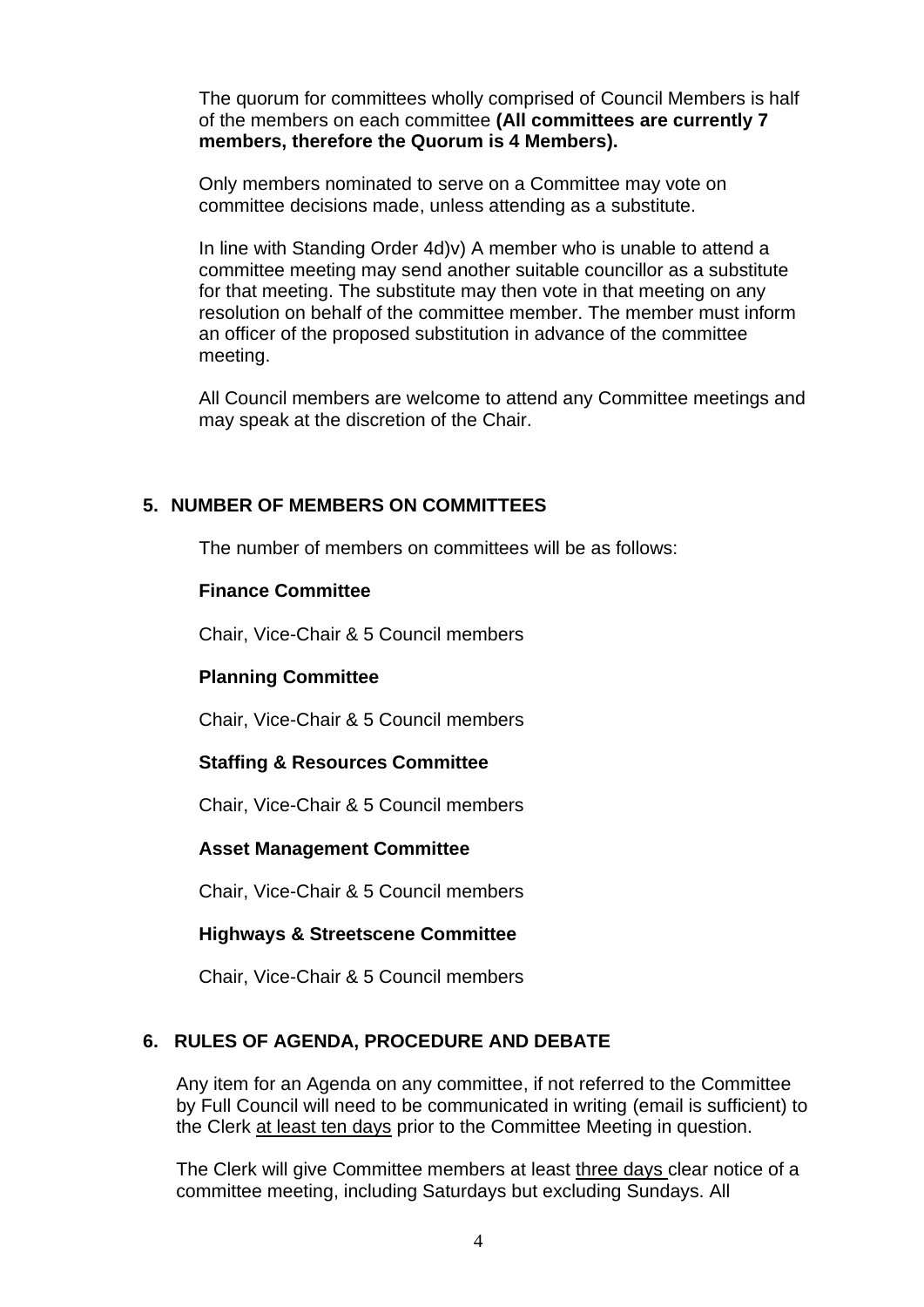The quorum for committees wholly comprised of Council Members is half of the members on each committee **(All committees are currently 7 members, therefore the Quorum is 4 Members).**

Only members nominated to serve on a Committee may vote on committee decisions made, unless attending as a substitute.

In line with Standing Order 4d)v) A member who is unable to attend a committee meeting may send another suitable councillor as a substitute for that meeting. The substitute may then vote in that meeting on any resolution on behalf of the committee member. The member must inform an officer of the proposed substitution in advance of the committee meeting.

All Council members are welcome to attend any Committee meetings and may speak at the discretion of the Chair.

## 5. NUMBER OF MEMBERS ON COMMITTEES

The number of members on committees will be as follows:

**Finance Committee**

Chair, Vice-Chair & 5 Council members

**Planning Committee**

Chair, Vice-Chair & 5 Council members

**Staffing & Resources Committee**

Chair, Vice-Chair & 5 Council members

**Asset Management Committee**

Chair, Vice-Chair & 5 Council members

**Highways & Streetscene Committee**

Chair, Vice-Chair & 5 Council members

## 6. RULES OF AGENDA, PROCEDURE AND DEBATE

Any item for an Agenda on any committee, if not referred to the Committee by Full Council will need to be communicated in writing (email is sufficient) to the Clerk <u>at least ten days</u> prior to the Committee Meeting in question.

The Clerk will give Committee members at least <u>three days</u> clear notice of a committee meeting, including Saturdays but excluding Sundays. All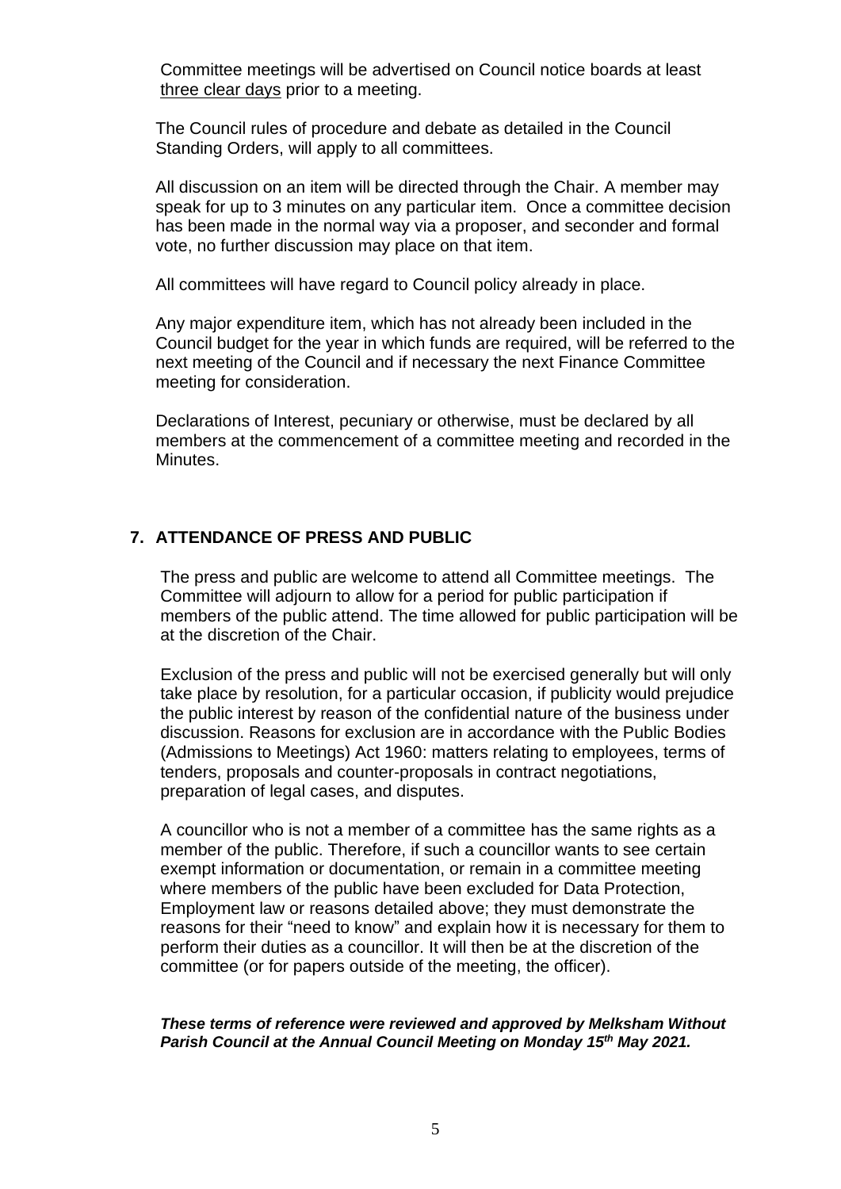Committee meetings will be advertised on Council notice boards at least three clear days prior to a meeting.

The Council rules of procedure and debate as detailed in the Council Standing Orders, will apply to all committees.

All discussion on an item will be directed through the Chair. A member may speak for up to 3 minutes on any particular item. Once a committee decision has been made in the normal way via a proposer, and seconder and formal vote, no further discussion may place on that item.

All committees will have regard to Council policy already in place.

Any major expenditure item, which has not already been included in the Council budget for the year in which funds are required, will be referred to the next meeting of the Council and if necessary the next Finance Committee meeting for consideration.

Declarations of Interest, pecuniary or otherwise, must be declared by all members at the commencement of a committee meeting and recorded in the Minutes.

## 7. ATTENDANCE OF PRESS AND PUBLIC

The press and public are welcome to attend all Committee meetings. The Committee will adjourn to allow for a period for public participation if members of the public attend. The time allowed for public participation will be at the discretion of the Chair.

Exclusion of the press and public will not be exercised generally but will only take place by resolution, for a particular occasion, if publicity would prejudice the public interest by reason of the confidential nature of the business under discussion. Reasons for exclusion are in accordance with the Public Bodies (Admissions to Meetings) Act 1960: matters relating to employees, terms of tenders, proposals and counter-proposals in contract negotiations, preparation of legal cases, and disputes.

A councillor who is not a member of a committee has the same rights as a member of the public. Therefore, if such a councillor wants to see certain exempt information or documentation, or remain in a committee meeting where members of the public have been excluded for Data Protection, Employment law or reasons detailed above; they must demonstrate the reasons for their "need to know" and explain how it is necessary for them to perform their duties as a councillor. It will then be at the discretion of the committee (or for papers outside of the meeting, the officer).

***These terms of reference were reviewed and approved by Melksham Without Parish Council at the Annual Council Meeting on Monday 15th May 2021.***